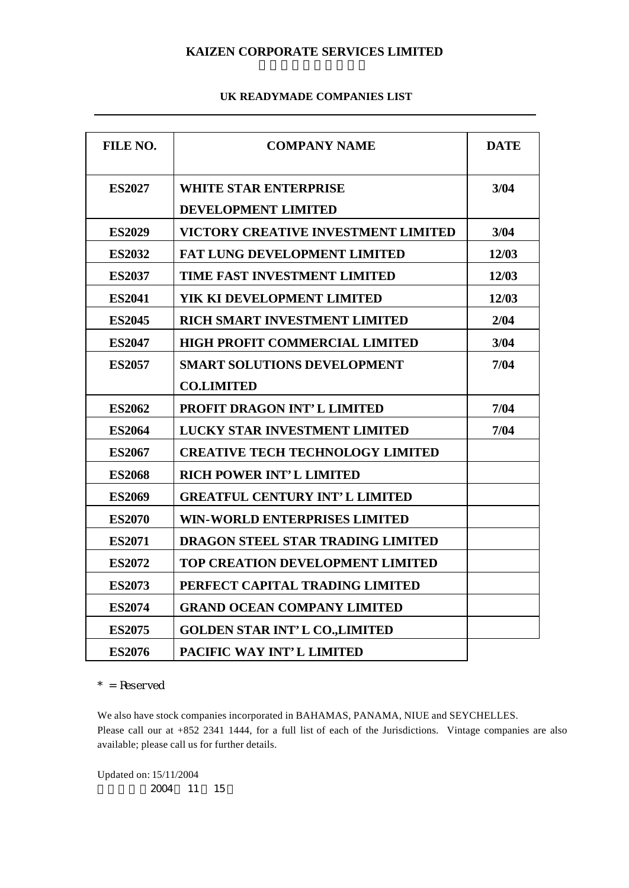# KAIZEN CORPORATE SERVICES LIMITED

## UK READYMADE COMPANIES LIST

| FILE NO. | COMPANY NAME | DATE |
|---|---|---|
| ES2027 | WHITE STAR ENTERPRISE DEVELOPMENT LIMITED | 3/04 |
| ES2029 | VICTORY CREATIVE INVESTMENT LIMITED | 3/04 |
| ES2032 | FAT LUNG DEVELOPMENT LIMITED | 12/03 |
| ES2037 | TIME FAST INVESTMENT LIMITED | 12/03 |
| ES2041 | YIK KI DEVELOPMENT LIMITED | 12/03 |
| ES2045 | RICH SMART INVESTMENT LIMITED | 2/04 |
| ES2047 | HIGH PROFIT COMMERCIAL LIMITED | 3/04 |
| ES2057 | SMART SOLUTIONS DEVELOPMENT CO.LIMITED | 7/04 |
| ES2062 | PROFIT DRAGON INT' L LIMITED | 7/04 |
| ES2064 | LUCKY STAR INVESTMENT LIMITED | 7/04 |
| ES2067 | CREATIVE TECH TECHNOLOGY LIMITED | |
| ES2068 | RICH POWER INT' L LIMITED | |
| ES2069 | GREATFUL CENTURY INT' L LIMITED | |
| ES2070 | WIN-WORLD ENTERPRISES LIMITED | |
| ES2071 | DRAGON STEEL STAR TRADING LIMITED | |
| ES2072 | TOP CREATION DEVELOPMENT LIMITED | |
| ES2073 | PERFECT CAPITAL TRADING LIMITED | |
| ES2074 | GRAND OCEAN COMPANY LIMITED | |
| ES2075 | GOLDEN STAR INT' L CO.,LIMITED | |
| ES2076 | PACIFIC WAY INT' L LIMITED | |

* = Reserved

We also have stock companies incorporated in BAHAMAS, PANAMA, NIUE and SEYCHELLES.
Please call our at +852 2341 1444, for a full list of each of the Jurisdictions. Vintage companies are also available; please call us for further details.

Updated on: 15/11/2004

2004 11 15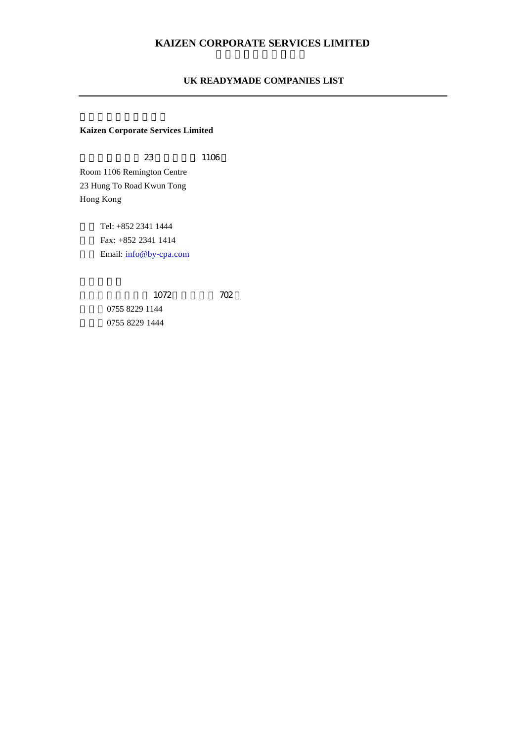**Kaizen Corporate Services Limited**

23 1106

Room 1106 Remington Centre
23 Hung To Road Kwun Tong
Hong Kong

Tel: +852 2341 1444
Fax: +852 2341 1414
Email: info@by-cpa.com

1072 702

0755 8229 1144
0755 8229 1444